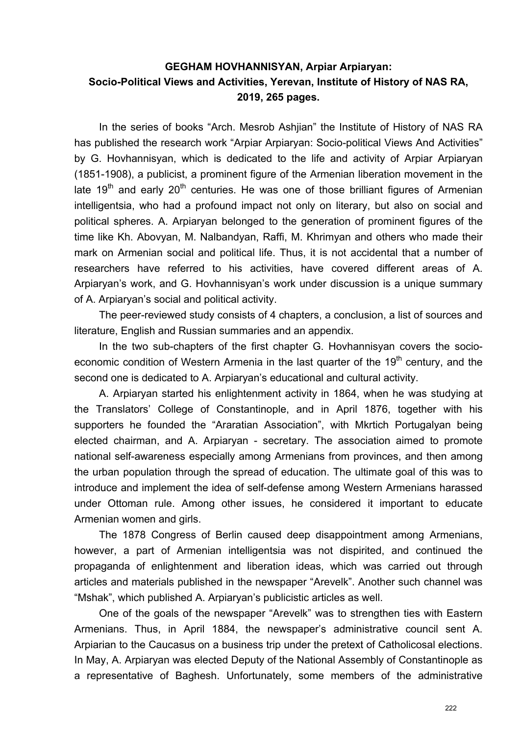**GEGHAM HOVHANNISYAN, Arpiar Arpiaryan: Socio-Political Views and Activities, Yerevan, Institute of History of NAS RA, 2019, 265 pages.**

In the series of books "Arch. Mesrob Ashjian" the Institute of History of NAS RA has published the research work "Arpiar Arpiaryan: Socio-political Views And Activities" by G. Hovhannisyan, which is dedicated to the life and activity of Arpiar Arpiaryan (1851-1908), a publicist, a prominent figure of the Armenian liberation movement in the late 19th and early 20th centuries. He was one of those brilliant figures of Armenian intelligentsia, who had a profound impact not only on literary, but also on social and political spheres. A. Arpiaryan belonged to the generation of prominent figures of the time like Kh. Abovyan, M. Nalbandyan, Raffi, M. Khrimyan and others who made their mark on Armenian social and political life. Thus, it is not accidental that a number of researchers have referred to his activities, have covered different areas of A. Arpiaryan's work, and G. Hovhannisyan's work under discussion is a unique summary of A. Arpiaryan's social and political activity.

The peer-reviewed study consists of 4 chapters, a conclusion, a list of sources and literature, English and Russian summaries and an appendix.

In the two sub-chapters of the first chapter G. Hovhannisyan covers the socio-economic condition of Western Armenia in the last quarter of the 19th century, and the second one is dedicated to A. Arpiaryan's educational and cultural activity.

A. Arpiaryan started his enlightenment activity in 1864, when he was studying at the Translators' College of Constantinople, and in April 1876, together with his supporters he founded the "Araratian Association", with Mkrtich Portugalyan being elected chairman, and A. Arpiaryan - secretary. The association aimed to promote national self-awareness especially among Armenians from provinces, and then among the urban population through the spread of education. The ultimate goal of this was to introduce and implement the idea of self-defense among Western Armenians harassed under Ottoman rule. Among other issues, he considered it important to educate Armenian women and girls.

The 1878 Congress of Berlin caused deep disappointment among Armenians, however, a part of Armenian intelligentsia was not dispirited, and continued the propaganda of enlightenment and liberation ideas, which was carried out through articles and materials published in the newspaper "Arevelk". Another such channel was "Mshak", which published A. Arpiaryan's publicistic articles as well.

One of the goals of the newspaper "Arevelk" was to strengthen ties with Eastern Armenians. Thus, in April 1884, the newspaper's administrative council sent A. Arpiarian to the Caucasus on a business trip under the pretext of Catholicosal elections. In May, A. Arpiaryan was elected Deputy of the National Assembly of Constantinople as a representative of Baghesh. Unfortunately, some members of the administrative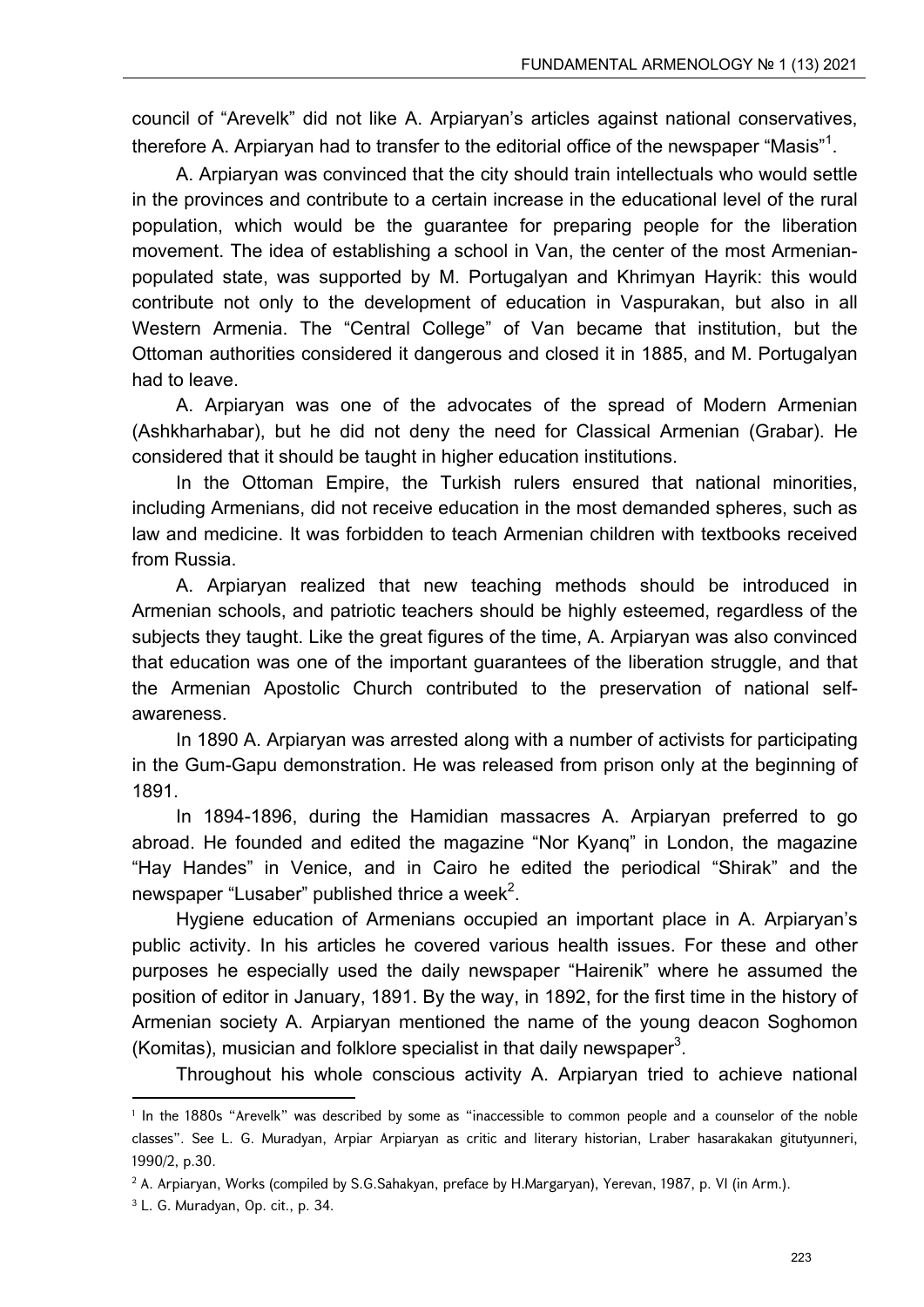council of "Arevelk" did not like A. Arpiaryan's articles against national conservatives, therefore A. Arpiaryan had to transfer to the editorial office of the newspaper "Masis"[1].

A. Arpiaryan was convinced that the city should train intellectuals who would settle in the provinces and contribute to a certain increase in the educational level of the rural population, which would be the guarantee for preparing people for the liberation movement. The idea of establishing a school in Van, the center of the most Armenian-populated state, was supported by M. Portugalyan and Khrimyan Hayrik: this would contribute not only to the development of education in Vaspurakan, but also in all Western Armenia. The "Central College" of Van became that institution, but the Ottoman authorities considered it dangerous and closed it in 1885, and M. Portugalyan had to leave.

A. Arpiaryan was one of the advocates of the spread of Modern Armenian (Ashkharhabar), but he did not deny the need for Classical Armenian (Grabar). He considered that it should be taught in higher education institutions.

In the Ottoman Empire, the Turkish rulers ensured that national minorities, including Armenians, did not receive education in the most demanded spheres, such as law and medicine. It was forbidden to teach Armenian children with textbooks received from Russia.

A. Arpiaryan realized that new teaching methods should be introduced in Armenian schools, and patriotic teachers should be highly esteemed, regardless of the subjects they taught. Like the great figures of the time, A. Arpiaryan was also convinced that education was one of the important guarantees of the liberation struggle, and that the Armenian Apostolic Church contributed to the preservation of national self-awareness.

In 1890 A. Arpiaryan was arrested along with a number of activists for participating in the Gum-Gapu demonstration. He was released from prison only at the beginning of 1891.

In 1894-1896, during the Hamidian massacres A. Arpiaryan preferred to go abroad. He founded and edited the magazine "Nor Kyanq" in London, the magazine "Hay Handes" in Venice, and in Cairo he edited the periodical "Shirak" and the newspaper "Lusaber" published thrice a week[2].

Hygiene education of Armenians occupied an important place in A. Arpiaryan's public activity. In his articles he covered various health issues. For these and other purposes he especially used the daily newspaper "Hairenik" where he assumed the position of editor in January, 1891. By the way, in 1892, for the first time in the history of Armenian society A. Arpiaryan mentioned the name of the young deacon Soghomon (Komitas), musician and folklore specialist in that daily newspaper[3].

Throughout his whole conscious activity A. Arpiaryan tried to achieve national

---

[1] In the 1880s "Arevelk" was described by some as "inaccessible to common people and a counselor of the noble classes". See L. G. Muradyan, Arpiar Arpiaryan as critic and literary historian, Lraber hasarakakan gitutyunneri, 1990/2, p.30.

[2] A. Arpiaryan, Works (compiled by S.G.Sahakyan, preface by H.Margaryan), Yerevan, 1987, p. VI (in Arm.).

[3] L. G. Muradyan, Op. cit., p. 34.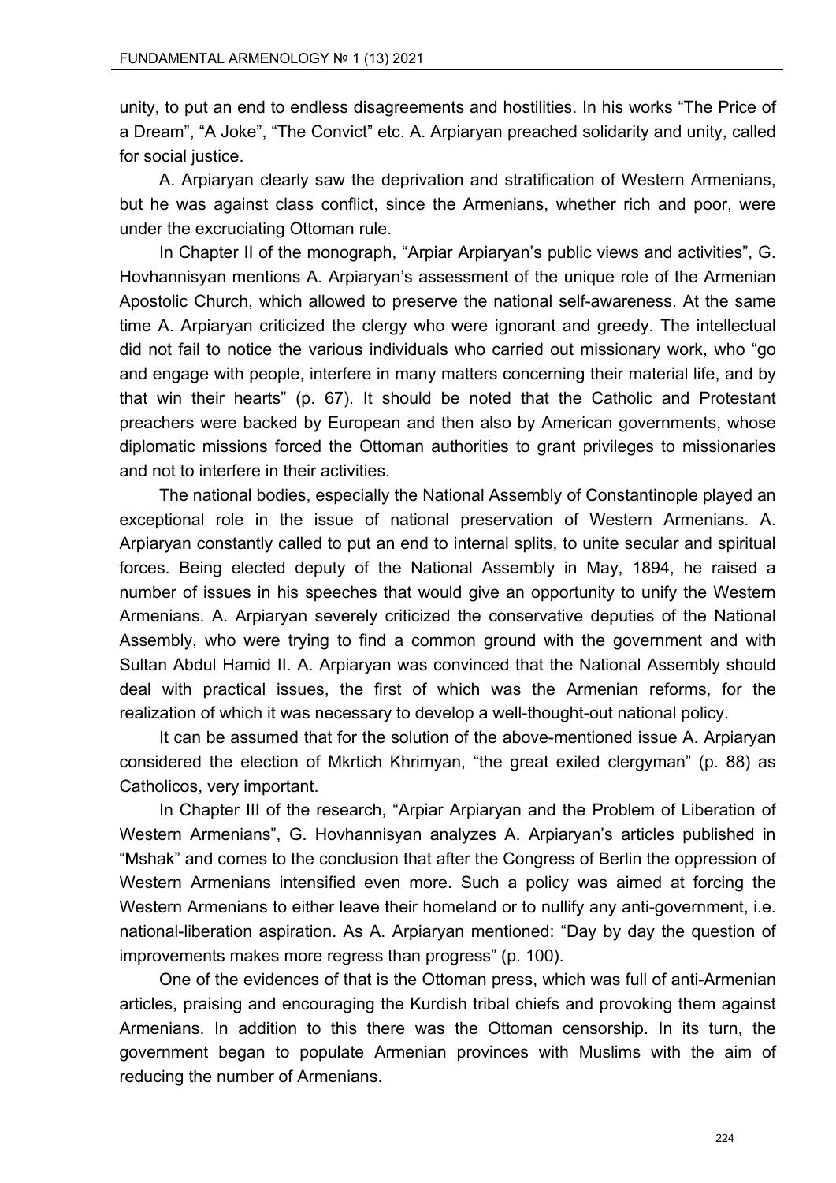unity, to put an end to endless disagreements and hostilities. In his works “The Price of a Dream”, “A Joke”, “The Convict” etc. A. Arpiaryan preached solidarity and unity, called for social justice.

A. Arpiaryan clearly saw the deprivation and stratification of Western Armenians, but he was against class conflict, since the Armenians, whether rich and poor, were under the excruciating Ottoman rule.

In Chapter II of the monograph, “Arpiar Arpiaryan’s public views and activities”, G. Hovhannisyan mentions A. Arpiaryan’s assessment of the unique role of the Armenian Apostolic Church, which allowed to preserve the national self-awareness. At the same time A. Arpiaryan criticized the clergy who were ignorant and greedy. The intellectual did not fail to notice the various individuals who carried out missionary work, who “go and engage with people, interfere in many matters concerning their material life, and by that win their hearts” (p. 67). It should be noted that the Catholic and Protestant preachers were backed by European and then also by American governments, whose diplomatic missions forced the Ottoman authorities to grant privileges to missionaries and not to interfere in their activities.

The national bodies, especially the National Assembly of Constantinople played an exceptional role in the issue of national preservation of Western Armenians. A. Arpiaryan constantly called to put an end to internal splits, to unite secular and spiritual forces. Being elected deputy of the National Assembly in May, 1894, he raised a number of issues in his speeches that would give an opportunity to unify the Western Armenians. A. Arpiaryan severely criticized the conservative deputies of the National Assembly, who were trying to find a common ground with the government and with Sultan Abdul Hamid II. A. Arpiaryan was convinced that the National Assembly should deal with practical issues, the first of which was the Armenian reforms, for the realization of which it was necessary to develop a well-thought-out national policy.

It can be assumed that for the solution of the above-mentioned issue A. Arpiaryan considered the election of Mkrtich Khrimyan, “the great exiled clergyman” (p. 88) as Catholicos, very important.

In Chapter III of the research, “Arpiar Arpiaryan and the Problem of Liberation of Western Armenians”, G. Hovhannisyan analyzes A. Arpiaryan’s articles published in “Mshak” and comes to the conclusion that after the Congress of Berlin the oppression of Western Armenians intensified even more. Such a policy was aimed at forcing the Western Armenians to either leave their homeland or to nullify any anti-government, i.e. national-liberation aspiration. As A. Arpiaryan mentioned: “Day by day the question of improvements makes more regress than progress” (p. 100).

One of the evidences of that is the Ottoman press, which was full of anti-Armenian articles, praising and encouraging the Kurdish tribal chiefs and provoking them against Armenians. In addition to this there was the Ottoman censorship. In its turn, the government began to populate Armenian provinces with Muslims with the aim of reducing the number of Armenians.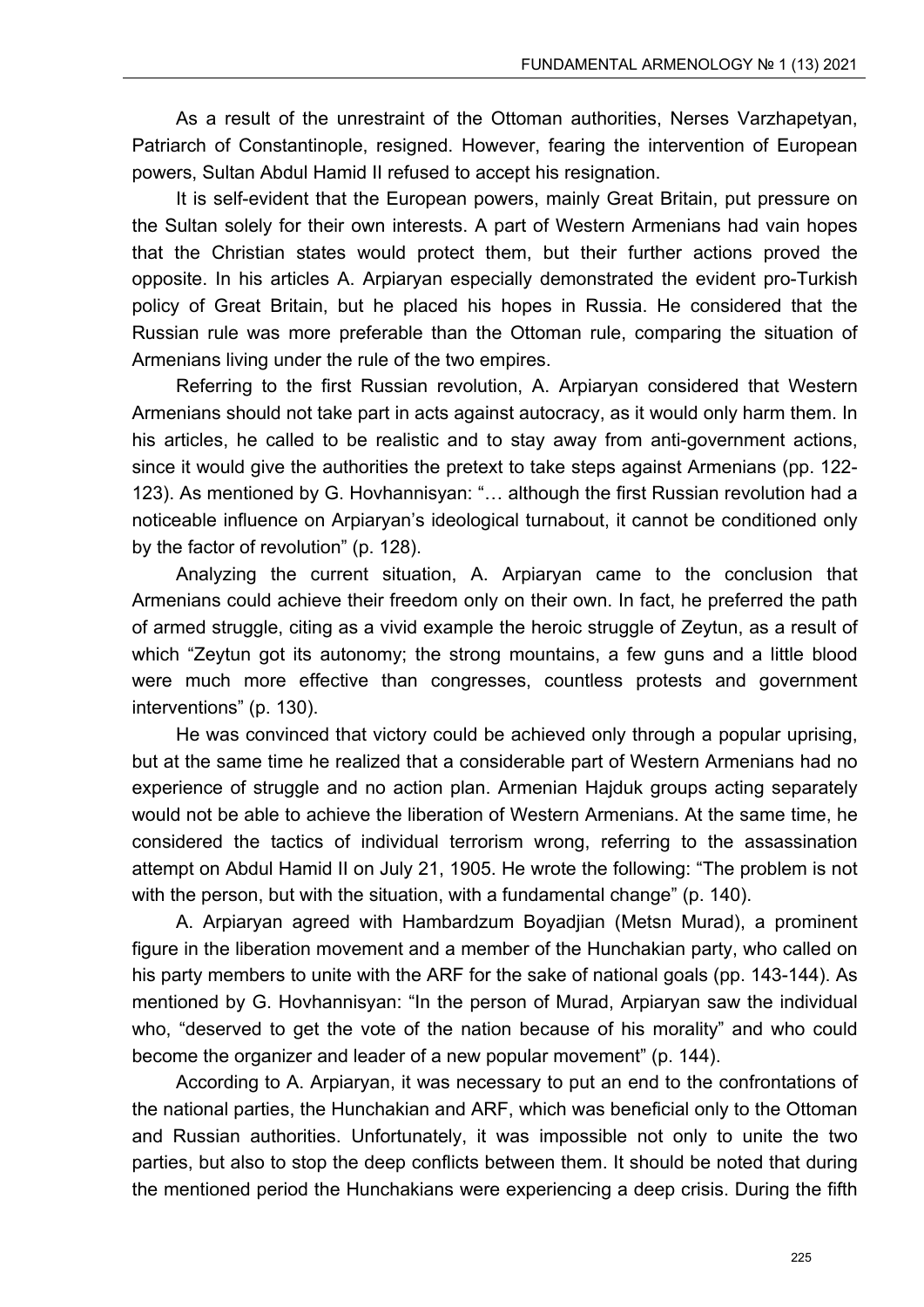As a result of the unrestraint of the Ottoman authorities, Nerses Varzhapetyan, Patriarch of Constantinople, resigned. However, fearing the intervention of European powers, Sultan Abdul Hamid II refused to accept his resignation.

It is self-evident that the European powers, mainly Great Britain, put pressure on the Sultan solely for their own interests. A part of Western Armenians had vain hopes that the Christian states would protect them, but their further actions proved the opposite. In his articles A. Arpiaryan especially demonstrated the evident pro-Turkish policy of Great Britain, but he placed his hopes in Russia. He considered that the Russian rule was more preferable than the Ottoman rule, comparing the situation of Armenians living under the rule of the two empires.

Referring to the first Russian revolution, A. Arpiaryan considered that Western Armenians should not take part in acts against autocracy, as it would only harm them. In his articles, he called to be realistic and to stay away from anti-government actions, since it would give the authorities the pretext to take steps against Armenians (pp. 122-123). As mentioned by G. Hovhannisyan: "… although the first Russian revolution had a noticeable influence on Arpiaryan's ideological turnabout, it cannot be conditioned only by the factor of revolution" (p. 128).

Analyzing the current situation, A. Arpiaryan came to the conclusion that Armenians could achieve their freedom only on their own. In fact, he preferred the path of armed struggle, citing as a vivid example the heroic struggle of Zeytun, as a result of which "Zeytun got its autonomy; the strong mountains, a few guns and a little blood were much more effective than congresses, countless protests and government interventions" (p. 130).

He was convinced that victory could be achieved only through a popular uprising, but at the same time he realized that a considerable part of Western Armenians had no experience of struggle and no action plan. Armenian Hajduk groups acting separately would not be able to achieve the liberation of Western Armenians. At the same time, he considered the tactics of individual terrorism wrong, referring to the assassination attempt on Abdul Hamid II on July 21, 1905. He wrote the following: "The problem is not with the person, but with the situation, with a fundamental change" (p. 140).

A. Arpiaryan agreed with Hambardzum Boyadjian (Metsn Murad), a prominent figure in the liberation movement and a member of the Hunchakian party, who called on his party members to unite with the ARF for the sake of national goals (pp. 143-144). As mentioned by G. Hovhannisyan: "In the person of Murad, Arpiaryan saw the individual who, "deserved to get the vote of the nation because of his morality" and who could become the organizer and leader of a new popular movement" (p. 144).

According to A. Arpiaryan, it was necessary to put an end to the confrontations of the national parties, the Hunchakian and ARF, which was beneficial only to the Ottoman and Russian authorities. Unfortunately, it was impossible not only to unite the two parties, but also to stop the deep conflicts between them. It should be noted that during the mentioned period the Hunchakians were experiencing a deep crisis. During the fifth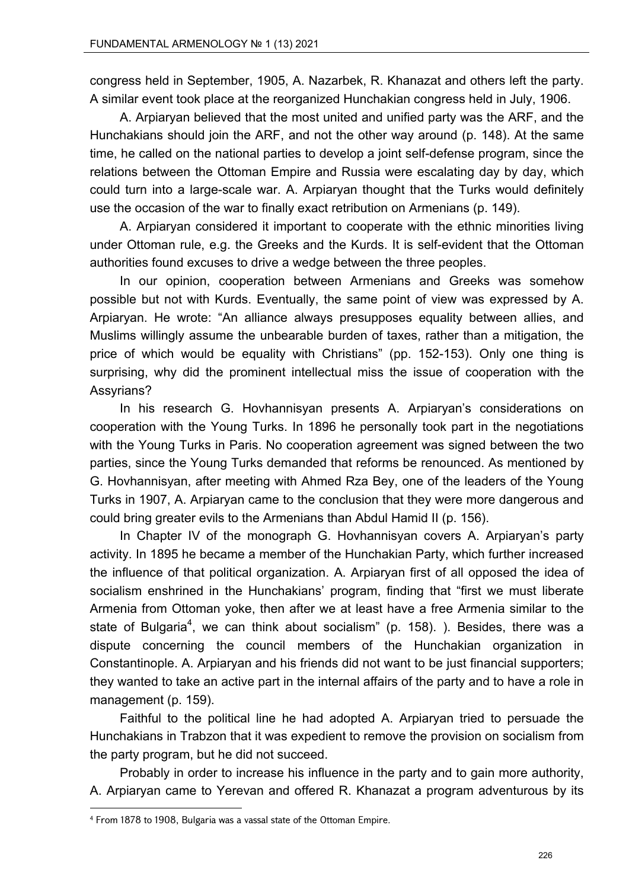congress held in September, 1905, A. Nazarbek, R. Khanazat and others left the party. A similar event took place at the reorganized Hunchakian congress held in July, 1906.

A. Arpiaryan believed that the most united and unified party was the ARF, and the Hunchakians should join the ARF, and not the other way around (p. 148). At the same time, he called on the national parties to develop a joint self-defense program, since the relations between the Ottoman Empire and Russia were escalating day by day, which could turn into a large-scale war. A. Arpiaryan thought that the Turks would definitely use the occasion of the war to finally exact retribution on Armenians (p. 149).

A. Arpiaryan considered it important to cooperate with the ethnic minorities living under Ottoman rule, e.g. the Greeks and the Kurds. It is self-evident that the Ottoman authorities found excuses to drive a wedge between the three peoples.

In our opinion, cooperation between Armenians and Greeks was somehow possible but not with Kurds. Eventually, the same point of view was expressed by A. Arpiaryan. He wrote: "An alliance always presupposes equality between allies, and Muslims willingly assume the unbearable burden of taxes, rather than a mitigation, the price of which would be equality with Christians" (pp. 152-153). Only one thing is surprising, why did the prominent intellectual miss the issue of cooperation with the Assyrians?

In his research G. Hovhannisyan presents A. Arpiaryan's considerations on cooperation with the Young Turks. In 1896 he personally took part in the negotiations with the Young Turks in Paris. No cooperation agreement was signed between the two parties, since the Young Turks demanded that reforms be renounced. As mentioned by G. Hovhannisyan, after meeting with Ahmed Rza Bey, one of the leaders of the Young Turks in 1907, A. Arpiaryan came to the conclusion that they were more dangerous and could bring greater evils to the Armenians than Abdul Hamid II (p. 156).

In Chapter IV of the monograph G. Hovhannisyan covers A. Arpiaryan's party activity. In 1895 he became a member of the Hunchakian Party, which further increased the influence of that political organization. A. Arpiaryan first of all opposed the idea of socialism enshrined in the Hunchakians' program, finding that "first we must liberate Armenia from Ottoman yoke, then after we at least have a free Armenia similar to the state of Bulgaria[4], we can think about socialism" (p. 158). ). Besides, there was a dispute concerning the council members of the Hunchakian organization in Constantinople. A. Arpiaryan and his friends did not want to be just financial supporters; they wanted to take an active part in the internal affairs of the party and to have a role in management (p. 159).

Faithful to the political line he had adopted A. Arpiaryan tried to persuade the Hunchakians in Trabzon that it was expedient to remove the provision on socialism from the party program, but he did not succeed.

Probably in order to increase his influence in the party and to gain more authority, A. Arpiaryan came to Yerevan and offered R. Khanazat a program adventurous by its

---

[4] From 1878 to 1908, Bulgaria was a vassal state of the Ottoman Empire.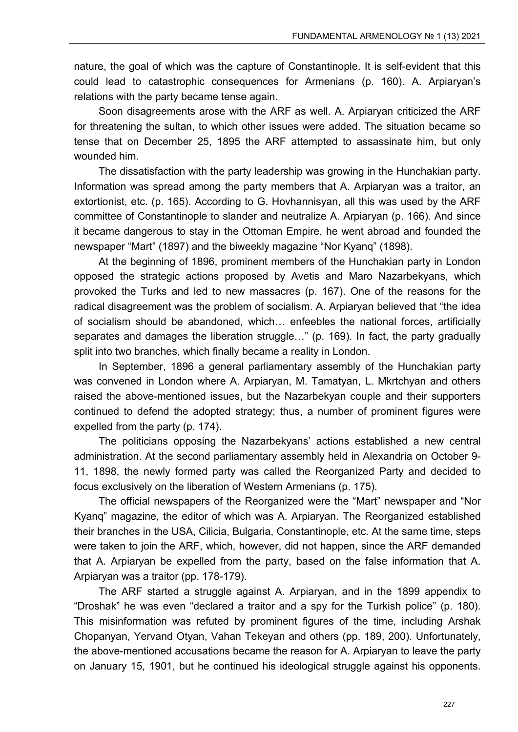nature, the goal of which was the capture of Constantinople. It is self-evident that this could lead to catastrophic consequences for Armenians (p. 160). A. Arpiaryan's relations with the party became tense again.

Soon disagreements arose with the ARF as well. A. Arpiaryan criticized the ARF for threatening the sultan, to which other issues were added. The situation became so tense that on December 25, 1895 the ARF attempted to assassinate him, but only wounded him.

The dissatisfaction with the party leadership was growing in the Hunchakian party. Information was spread among the party members that A. Arpiaryan was a traitor, an extortionist, etc. (p. 165). According to G. Hovhannisyan, all this was used by the ARF committee of Constantinople to slander and neutralize A. Arpiaryan (p. 166). And since it became dangerous to stay in the Ottoman Empire, he went abroad and founded the newspaper "Mart" (1897) and the biweekly magazine "Nor Kyanq" (1898).

At the beginning of 1896, prominent members of the Hunchakian party in London opposed the strategic actions proposed by Avetis and Maro Nazarbekyans, which provoked the Turks and led to new massacres (p. 167). One of the reasons for the radical disagreement was the problem of socialism. A. Arpiaryan believed that "the idea of socialism should be abandoned, which… enfeebles the national forces, artificially separates and damages the liberation struggle…" (p. 169). In fact, the party gradually split into two branches, which finally became a reality in London.

In September, 1896 a general parliamentary assembly of the Hunchakian party was convened in London where A. Arpiaryan, M. Tamatyan, L. Mkrtchyan and others raised the above-mentioned issues, but the Nazarbekyan couple and their supporters continued to defend the adopted strategy; thus, a number of prominent figures were expelled from the party (p. 174).

The politicians opposing the Nazarbekyans' actions established a new central administration. At the second parliamentary assembly held in Alexandria on October 9-11, 1898, the newly formed party was called the Reorganized Party and decided to focus exclusively on the liberation of Western Armenians (p. 175).

The official newspapers of the Reorganized were the "Mart" newspaper and "Nor Kyanq" magazine, the editor of which was A. Arpiaryan. The Reorganized established their branches in the USA, Cilicia, Bulgaria, Constantinople, etc. At the same time, steps were taken to join the ARF, which, however, did not happen, since the ARF demanded that A. Arpiaryan be expelled from the party, based on the false information that A. Arpiaryan was a traitor (pp. 178-179).

The ARF started a struggle against A. Arpiaryan, and in the 1899 appendix to "Droshak" he was even "declared a traitor and a spy for the Turkish police" (p. 180). This misinformation was refuted by prominent figures of the time, including Arshak Chopanyan, Yervand Otyan, Vahan Tekeyan and others (pp. 189, 200). Unfortunately, the above-mentioned accusations became the reason for A. Arpiaryan to leave the party on January 15, 1901, but he continued his ideological struggle against his opponents.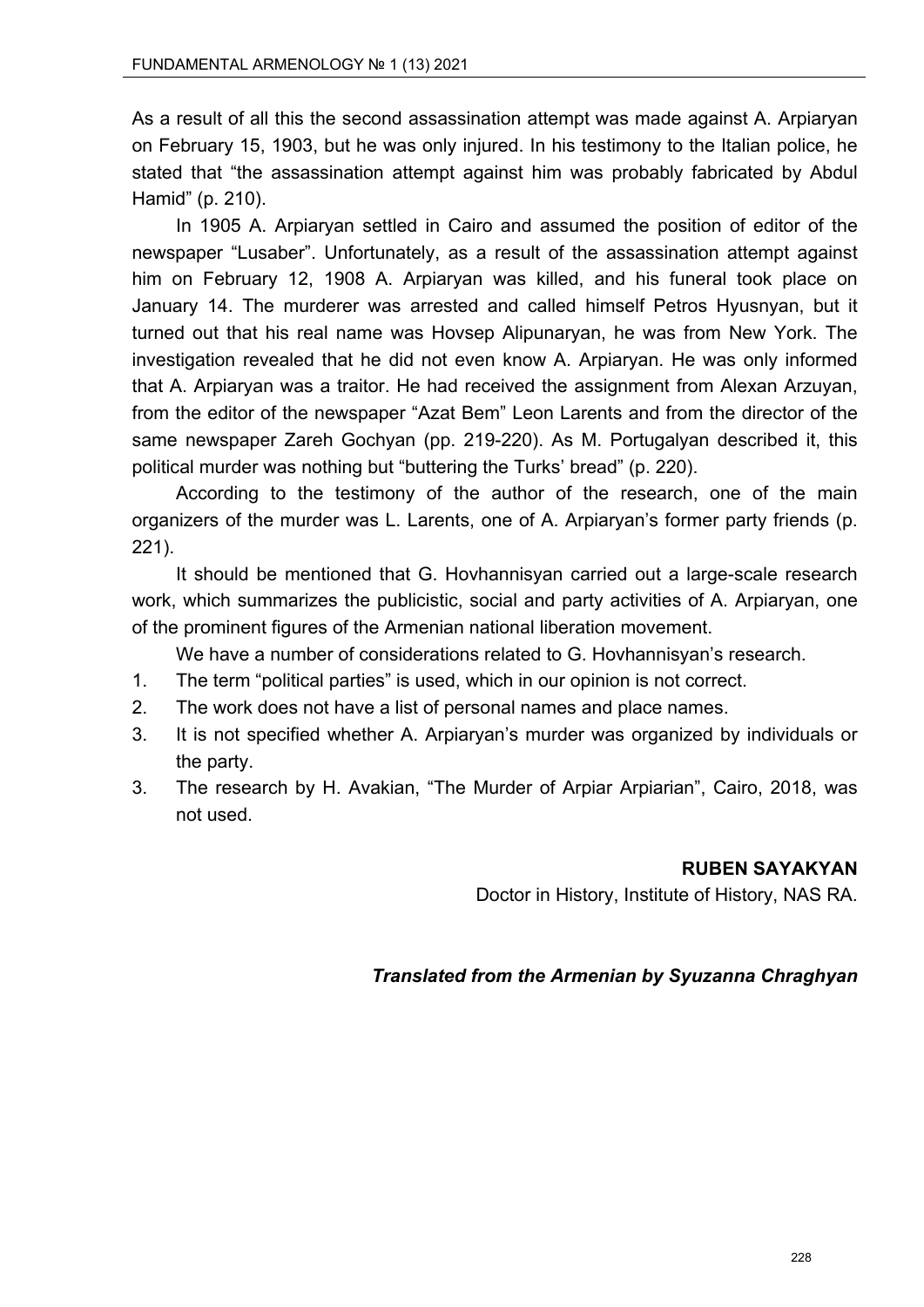As a result of all this the second assassination attempt was made against A. Arpiaryan on February 15, 1903, but he was only injured. In his testimony to the Italian police, he stated that "the assassination attempt against him was probably fabricated by Abdul Hamid" (p. 210).

In 1905 A. Arpiaryan settled in Cairo and assumed the position of editor of the newspaper "Lusaber". Unfortunately, as a result of the assassination attempt against him on February 12, 1908 A. Arpiaryan was killed, and his funeral took place on January 14. The murderer was arrested and called himself Petros Hyusnyan, but it turned out that his real name was Hovsep Alipunaryan, he was from New York. The investigation revealed that he did not even know A. Arpiaryan. He was only informed that A. Arpiaryan was a traitor. He had received the assignment from Alexan Arzuyan, from the editor of the newspaper "Azat Bem" Leon Larents and from the director of the same newspaper Zareh Gochyan (pp. 219-220). As M. Portugalyan described it, this political murder was nothing but "buttering the Turks' bread" (p. 220).

According to the testimony of the author of the research, one of the main organizers of the murder was L. Larents, one of A. Arpiaryan's former party friends (p. 221).

It should be mentioned that G. Hovhannisyan carried out a large-scale research work, which summarizes the publicistic, social and party activities of A. Arpiaryan, one of the prominent figures of the Armenian national liberation movement.

We have a number of considerations related to G. Hovhannisyan's research.

1. The term "political parties" is used, which in our opinion is not correct.
2. The work does not have a list of personal names and place names.
3. It is not specified whether A. Arpiaryan's murder was organized by individuals or the party.
3. The research by H. Avakian, "The Murder of Arpiar Arpiarian", Cairo, 2018, was not used.

**RUBEN SAYAKYAN**

Doctor in History, Institute of History, NAS RA.

***Translated from the Armenian by Syuzanna Chraghyan***